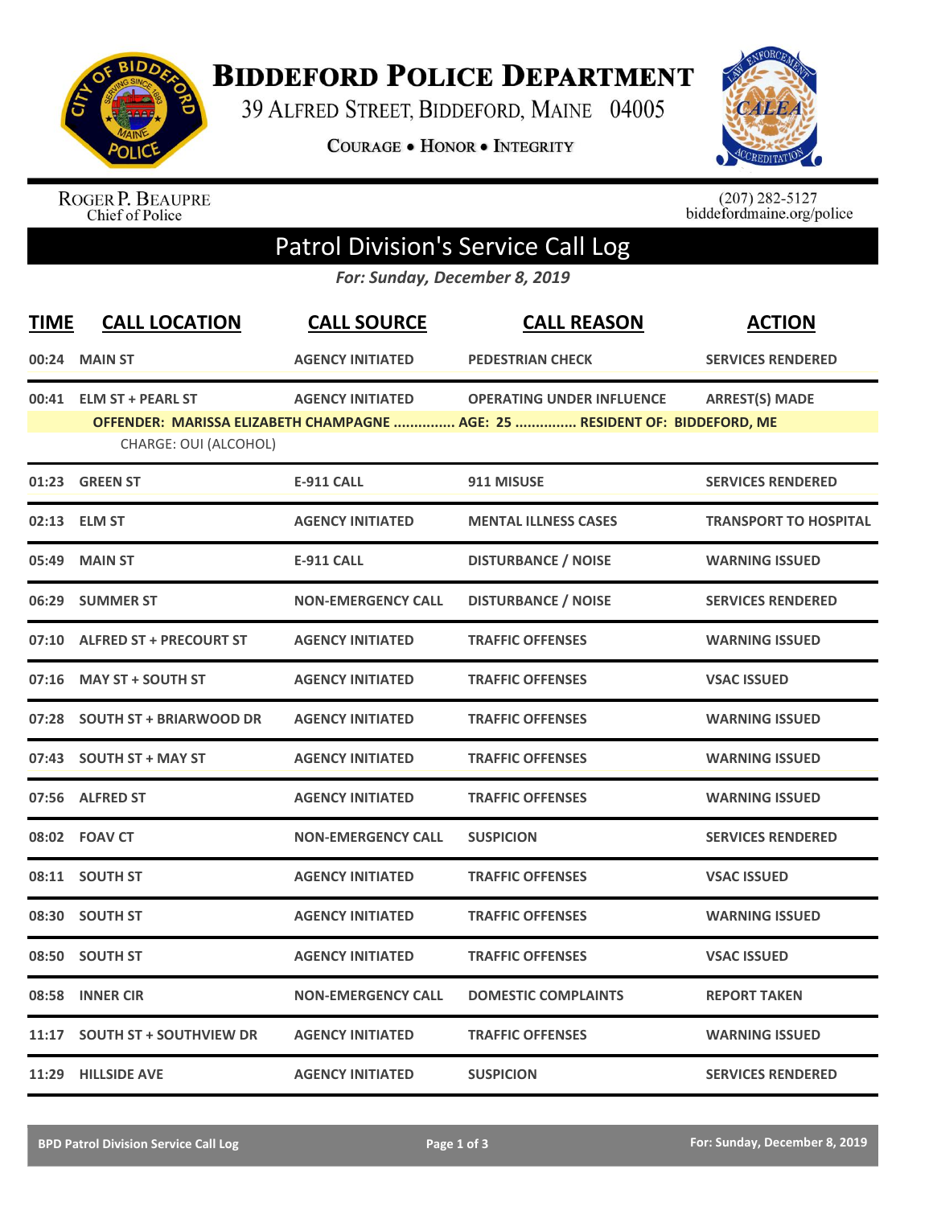# BIDDEFORD POLICE DEPARTMENT

39 ALFRED STREET, BIDDEFORD, MAINE 04005

COURAGE • HONOR • INTEGRITY

ROGER P. BEAUPRE
Chief of Police

(207) 282-5127
biddefordmaine.org/police

## Patrol Division's Service Call Log

*For: Sunday, December 8, 2019*

| TIME | CALL LOCATION | CALL SOURCE | CALL REASON | ACTION |
|---|---|---|---|---|
| 00:24 | MAIN ST | AGENCY INITIATED | PEDESTRIAN CHECK | SERVICES RENDERED |
| 00:41 | ELM ST + PEARL ST | AGENCY INITIATED | OPERATING UNDER INFLUENCE | ARREST(S) MADE |
| | OFFENDER: MARISSA ELIZABETH CHAMPAGNE ............... AGE: 25 ............... RESIDENT OF: BIDDEFORD, ME | | | |
| | CHARGE: OUI (ALCOHOL) | | | |
| 01:23 | GREEN ST | E-911 CALL | 911 MISUSE | SERVICES RENDERED |
| 02:13 | ELM ST | AGENCY INITIATED | MENTAL ILLNESS CASES | TRANSPORT TO HOSPITAL |
| 05:49 | MAIN ST | E-911 CALL | DISTURBANCE / NOISE | WARNING ISSUED |
| 06:29 | SUMMER ST | NON-EMERGENCY CALL | DISTURBANCE / NOISE | SERVICES RENDERED |
| 07:10 | ALFRED ST + PRECOURT ST | AGENCY INITIATED | TRAFFIC OFFENSES | WARNING ISSUED |
| 07:16 | MAY ST + SOUTH ST | AGENCY INITIATED | TRAFFIC OFFENSES | VSAC ISSUED |
| 07:28 | SOUTH ST + BRIARWOOD DR | AGENCY INITIATED | TRAFFIC OFFENSES | WARNING ISSUED |
| 07:43 | SOUTH ST + MAY ST | AGENCY INITIATED | TRAFFIC OFFENSES | WARNING ISSUED |
| 07:56 | ALFRED ST | AGENCY INITIATED | TRAFFIC OFFENSES | WARNING ISSUED |
| 08:02 | FOAV CT | NON-EMERGENCY CALL | SUSPICION | SERVICES RENDERED |
| 08:11 | SOUTH ST | AGENCY INITIATED | TRAFFIC OFFENSES | VSAC ISSUED |
| 08:30 | SOUTH ST | AGENCY INITIATED | TRAFFIC OFFENSES | WARNING ISSUED |
| 08:50 | SOUTH ST | AGENCY INITIATED | TRAFFIC OFFENSES | VSAC ISSUED |
| 08:58 | INNER CIR | NON-EMERGENCY CALL | DOMESTIC COMPLAINTS | REPORT TAKEN |
| 11:17 | SOUTH ST + SOUTHVIEW DR | AGENCY INITIATED | TRAFFIC OFFENSES | WARNING ISSUED |
| 11:29 | HILLSIDE AVE | AGENCY INITIATED | SUSPICION | SERVICES RENDERED |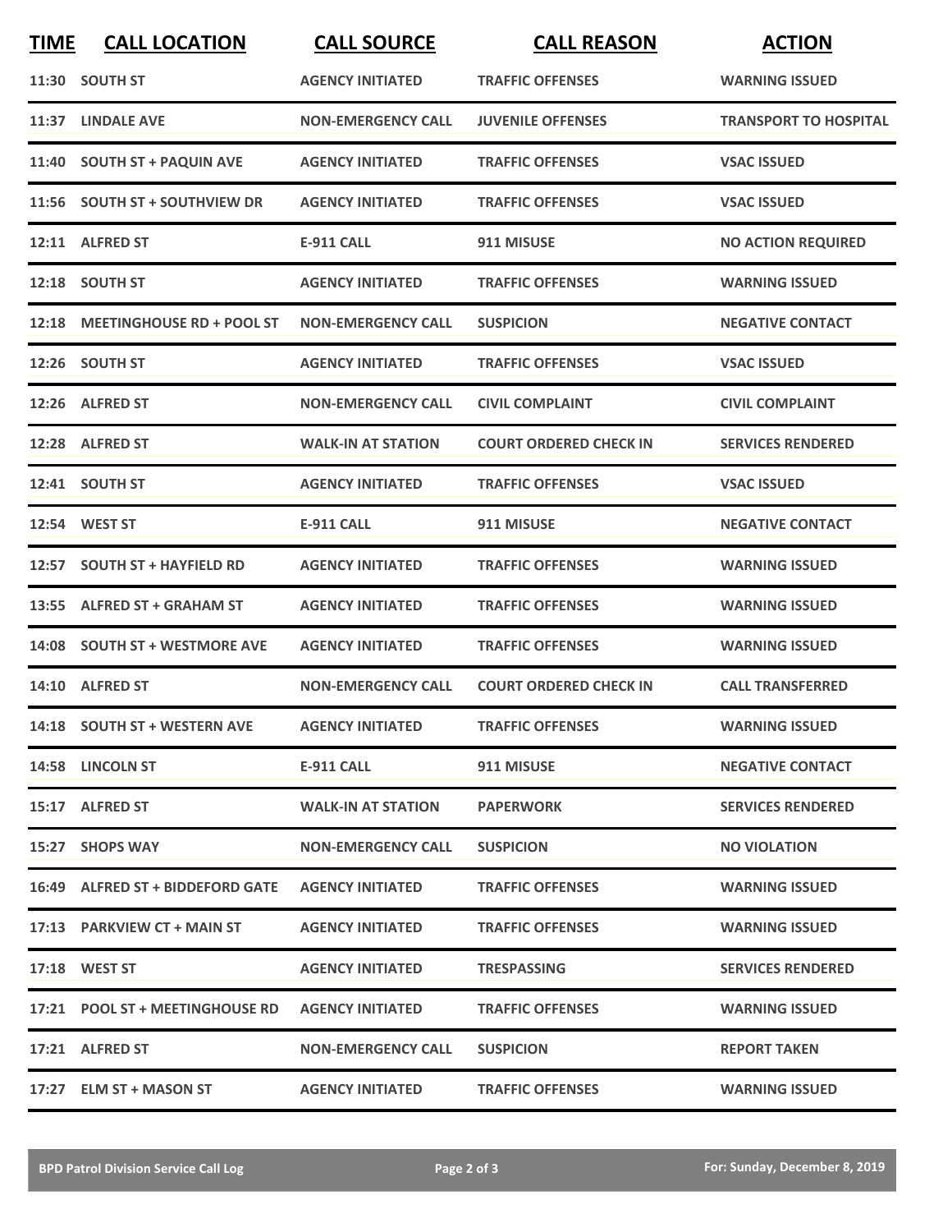| TIME | CALL LOCATION | CALL SOURCE | CALL REASON | ACTION |
|---|---|---|---|---|
| 11:30 | SOUTH ST | AGENCY INITIATED | TRAFFIC OFFENSES | WARNING ISSUED |
| 11:37 | LINDALE AVE | NON-EMERGENCY CALL | JUVENILE OFFENSES | TRANSPORT TO HOSPITAL |
| 11:40 | SOUTH ST + PAQUIN AVE | AGENCY INITIATED | TRAFFIC OFFENSES | VSAC ISSUED |
| 11:56 | SOUTH ST + SOUTHVIEW DR | AGENCY INITIATED | TRAFFIC OFFENSES | VSAC ISSUED |
| 12:11 | ALFRED ST | E-911 CALL | 911 MISUSE | NO ACTION REQUIRED |
| 12:18 | SOUTH ST | AGENCY INITIATED | TRAFFIC OFFENSES | WARNING ISSUED |
| 12:18 | MEETINGHOUSE RD + POOL ST | NON-EMERGENCY CALL | SUSPICION | NEGATIVE CONTACT |
| 12:26 | SOUTH ST | AGENCY INITIATED | TRAFFIC OFFENSES | VSAC ISSUED |
| 12:26 | ALFRED ST | NON-EMERGENCY CALL | CIVIL COMPLAINT | CIVIL COMPLAINT |
| 12:28 | ALFRED ST | WALK-IN AT STATION | COURT ORDERED CHECK IN | SERVICES RENDERED |
| 12:41 | SOUTH ST | AGENCY INITIATED | TRAFFIC OFFENSES | VSAC ISSUED |
| 12:54 | WEST ST | E-911 CALL | 911 MISUSE | NEGATIVE CONTACT |
| 12:57 | SOUTH ST + HAYFIELD RD | AGENCY INITIATED | TRAFFIC OFFENSES | WARNING ISSUED |
| 13:55 | ALFRED ST + GRAHAM ST | AGENCY INITIATED | TRAFFIC OFFENSES | WARNING ISSUED |
| 14:08 | SOUTH ST + WESTMORE AVE | AGENCY INITIATED | TRAFFIC OFFENSES | WARNING ISSUED |
| 14:10 | ALFRED ST | NON-EMERGENCY CALL | COURT ORDERED CHECK IN | CALL TRANSFERRED |
| 14:18 | SOUTH ST + WESTERN AVE | AGENCY INITIATED | TRAFFIC OFFENSES | WARNING ISSUED |
| 14:58 | LINCOLN ST | E-911 CALL | 911 MISUSE | NEGATIVE CONTACT |
| 15:17 | ALFRED ST | WALK-IN AT STATION | PAPERWORK | SERVICES RENDERED |
| 15:27 | SHOPS WAY | NON-EMERGENCY CALL | SUSPICION | NO VIOLATION |
| 16:49 | ALFRED ST + BIDDEFORD GATE | AGENCY INITIATED | TRAFFIC OFFENSES | WARNING ISSUED |
| 17:13 | PARKVIEW CT + MAIN ST | AGENCY INITIATED | TRAFFIC OFFENSES | WARNING ISSUED |
| 17:18 | WEST ST | AGENCY INITIATED | TRESPASSING | SERVICES RENDERED |
| 17:21 | POOL ST + MEETINGHOUSE RD | AGENCY INITIATED | TRAFFIC OFFENSES | WARNING ISSUED |
| 17:21 | ALFRED ST | NON-EMERGENCY CALL | SUSPICION | REPORT TAKEN |
| 17:27 | ELM ST + MASON ST | AGENCY INITIATED | TRAFFIC OFFENSES | WARNING ISSUED |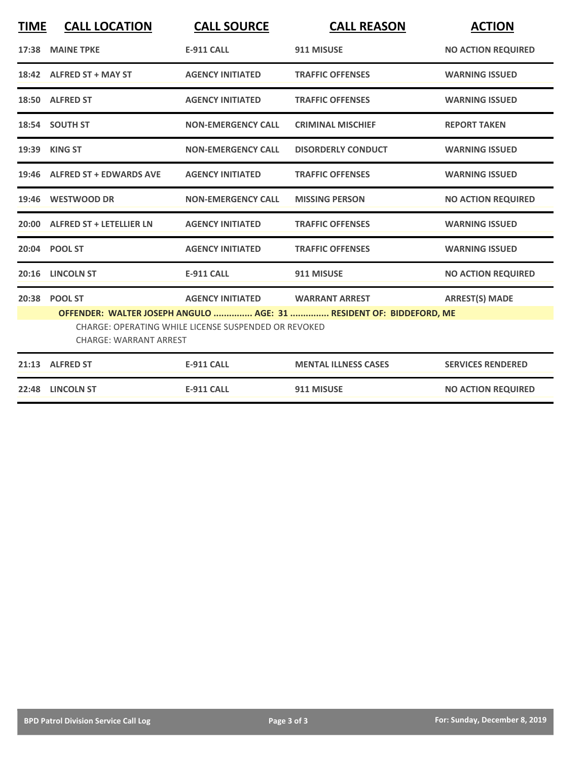| TIME | CALL LOCATION | CALL SOURCE | CALL REASON | ACTION |
|---|---|---|---|---|
| 17:38 | MAINE TPKE | E-911 CALL | 911 MISUSE | NO ACTION REQUIRED |
| 18:42 | ALFRED ST + MAY ST | AGENCY INITIATED | TRAFFIC OFFENSES | WARNING ISSUED |
| 18:50 | ALFRED ST | AGENCY INITIATED | TRAFFIC OFFENSES | WARNING ISSUED |
| 18:54 | SOUTH ST | NON-EMERGENCY CALL | CRIMINAL MISCHIEF | REPORT TAKEN |
| 19:39 | KING ST | NON-EMERGENCY CALL | DISORDERLY CONDUCT | WARNING ISSUED |
| 19:46 | ALFRED ST + EDWARDS AVE | AGENCY INITIATED | TRAFFIC OFFENSES | WARNING ISSUED |
| 19:46 | WESTWOOD DR | NON-EMERGENCY CALL | MISSING PERSON | NO ACTION REQUIRED |
| 20:00 | ALFRED ST + LETELLIER LN | AGENCY INITIATED | TRAFFIC OFFENSES | WARNING ISSUED |
| 20:04 | POOL ST | AGENCY INITIATED | TRAFFIC OFFENSES | WARNING ISSUED |
| 20:16 | LINCOLN ST | E-911 CALL | 911 MISUSE | NO ACTION REQUIRED |
| 20:38 | POOL ST | AGENCY INITIATED | WARRANT ARREST | ARREST(S) MADE |

**OFFENDER: WALTER JOSEPH ANGULO ............... AGE: 31 ............... RESIDENT OF: BIDDEFORD, ME**

CHARGE: OPERATING WHILE LICENSE SUSPENDED OR REVOKED

CHARGE: WARRANT ARREST

| TIME | CALL LOCATION | CALL SOURCE | CALL REASON | ACTION |
|---|---|---|---|---|
| 21:13 | ALFRED ST | E-911 CALL | MENTAL ILLNESS CASES | SERVICES RENDERED |
| 22:48 | LINCOLN ST | E-911 CALL | 911 MISUSE | NO ACTION REQUIRED |